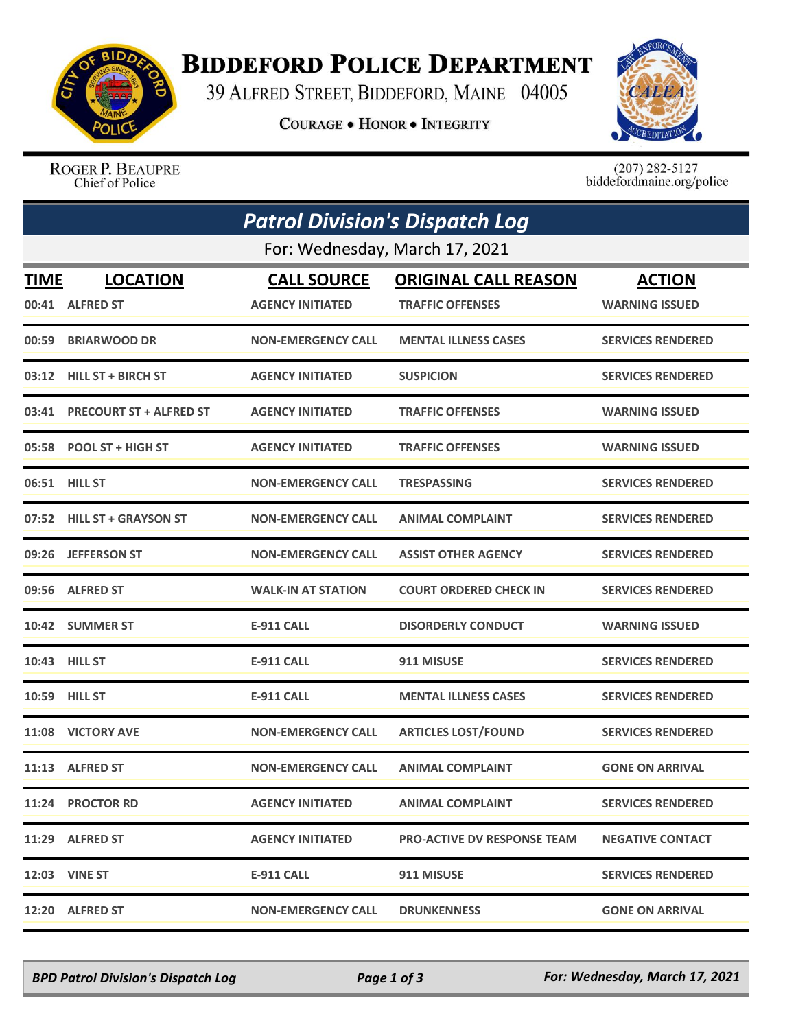# BIDDEFORD POLICE DEPARTMENT

39 ALFRED STREET, BIDDEFORD, MAINE 04005

COURAGE • HONOR • INTEGRITY

ROGER P. BEAUPRE
Chief of Police

(207) 282-5127
biddefordmaine.org/police

## *Patrol Division's Dispatch Log*

For: Wednesday, March 17, 2021

| TIME | LOCATION | CALL SOURCE | ORIGINAL CALL REASON | ACTION |
|---|---|---|---|---|
| 00:41 | ALFRED ST | AGENCY INITIATED | TRAFFIC OFFENSES | WARNING ISSUED |
| 00:59 | BRIARWOOD DR | NON-EMERGENCY CALL | MENTAL ILLNESS CASES | SERVICES RENDERED |
| 03:12 | HILL ST + BIRCH ST | AGENCY INITIATED | SUSPICION | SERVICES RENDERED |
| 03:41 | PRECOURT ST + ALFRED ST | AGENCY INITIATED | TRAFFIC OFFENSES | WARNING ISSUED |
| 05:58 | POOL ST + HIGH ST | AGENCY INITIATED | TRAFFIC OFFENSES | WARNING ISSUED |
| 06:51 | HILL ST | NON-EMERGENCY CALL | TRESPASSING | SERVICES RENDERED |
| 07:52 | HILL ST + GRAYSON ST | NON-EMERGENCY CALL | ANIMAL COMPLAINT | SERVICES RENDERED |
| 09:26 | JEFFERSON ST | NON-EMERGENCY CALL | ASSIST OTHER AGENCY | SERVICES RENDERED |
| 09:56 | ALFRED ST | WALK-IN AT STATION | COURT ORDERED CHECK IN | SERVICES RENDERED |
| 10:42 | SUMMER ST | E-911 CALL | DISORDERLY CONDUCT | WARNING ISSUED |
| 10:43 | HILL ST | E-911 CALL | 911 MISUSE | SERVICES RENDERED |
| 10:59 | HILL ST | E-911 CALL | MENTAL ILLNESS CASES | SERVICES RENDERED |
| 11:08 | VICTORY AVE | NON-EMERGENCY CALL | ARTICLES LOST/FOUND | SERVICES RENDERED |
| 11:13 | ALFRED ST | NON-EMERGENCY CALL | ANIMAL COMPLAINT | GONE ON ARRIVAL |
| 11:24 | PROCTOR RD | AGENCY INITIATED | ANIMAL COMPLAINT | SERVICES RENDERED |
| 11:29 | ALFRED ST | AGENCY INITIATED | PRO-ACTIVE DV RESPONSE TEAM | NEGATIVE CONTACT |
| 12:03 | VINE ST | E-911 CALL | 911 MISUSE | SERVICES RENDERED |
| 12:20 | ALFRED ST | NON-EMERGENCY CALL | DRUNKENNESS | GONE ON ARRIVAL |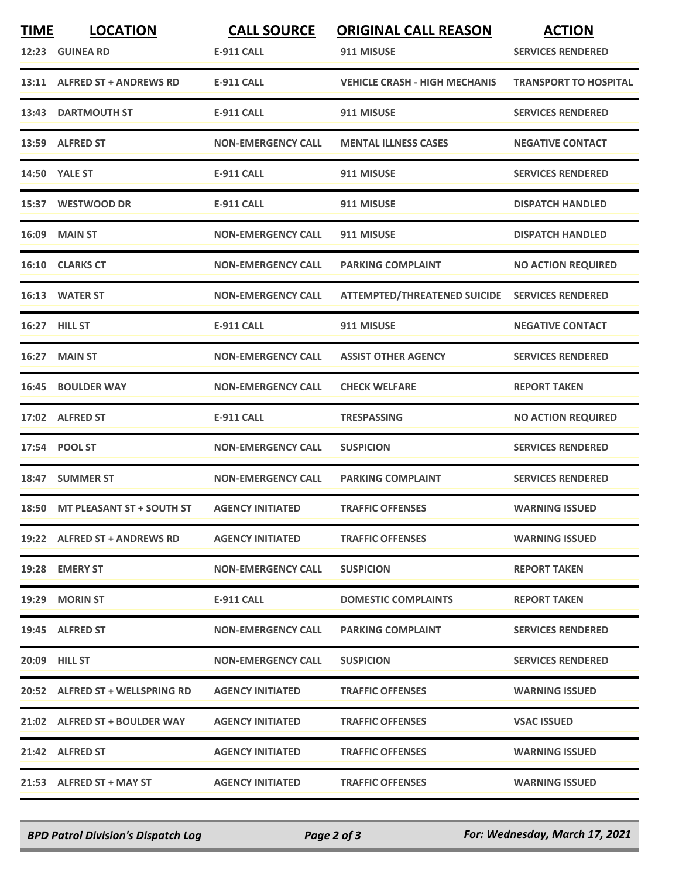| TIME | LOCATION | CALL SOURCE | ORIGINAL CALL REASON | ACTION |
|---|---|---|---|---|
| 12:23 | GUINEA RD | E-911 CALL | 911 MISUSE | SERVICES RENDERED |
| 13:11 | ALFRED ST + ANDREWS RD | E-911 CALL | VEHICLE CRASH - HIGH MECHANIS | TRANSPORT TO HOSPITAL |
| 13:43 | DARTMOUTH ST | E-911 CALL | 911 MISUSE | SERVICES RENDERED |
| 13:59 | ALFRED ST | NON-EMERGENCY CALL | MENTAL ILLNESS CASES | NEGATIVE CONTACT |
| 14:50 | YALE ST | E-911 CALL | 911 MISUSE | SERVICES RENDERED |
| 15:37 | WESTWOOD DR | E-911 CALL | 911 MISUSE | DISPATCH HANDLED |
| 16:09 | MAIN ST | NON-EMERGENCY CALL | 911 MISUSE | DISPATCH HANDLED |
| 16:10 | CLARKS CT | NON-EMERGENCY CALL | PARKING COMPLAINT | NO ACTION REQUIRED |
| 16:13 | WATER ST | NON-EMERGENCY CALL | ATTEMPTED/THREATENED SUICIDE | SERVICES RENDERED |
| 16:27 | HILL ST | E-911 CALL | 911 MISUSE | NEGATIVE CONTACT |
| 16:27 | MAIN ST | NON-EMERGENCY CALL | ASSIST OTHER AGENCY | SERVICES RENDERED |
| 16:45 | BOULDER WAY | NON-EMERGENCY CALL | CHECK WELFARE | REPORT TAKEN |
| 17:02 | ALFRED ST | E-911 CALL | TRESPASSING | NO ACTION REQUIRED |
| 17:54 | POOL ST | NON-EMERGENCY CALL | SUSPICION | SERVICES RENDERED |
| 18:47 | SUMMER ST | NON-EMERGENCY CALL | PARKING COMPLAINT | SERVICES RENDERED |
| 18:50 | MT PLEASANT ST + SOUTH ST | AGENCY INITIATED | TRAFFIC OFFENSES | WARNING ISSUED |
| 19:22 | ALFRED ST + ANDREWS RD | AGENCY INITIATED | TRAFFIC OFFENSES | WARNING ISSUED |
| 19:28 | EMERY ST | NON-EMERGENCY CALL | SUSPICION | REPORT TAKEN |
| 19:29 | MORIN ST | E-911 CALL | DOMESTIC COMPLAINTS | REPORT TAKEN |
| 19:45 | ALFRED ST | NON-EMERGENCY CALL | PARKING COMPLAINT | SERVICES RENDERED |
| 20:09 | HILL ST | NON-EMERGENCY CALL | SUSPICION | SERVICES RENDERED |
| 20:52 | ALFRED ST + WELLSPRING RD | AGENCY INITIATED | TRAFFIC OFFENSES | WARNING ISSUED |
| 21:02 | ALFRED ST + BOULDER WAY | AGENCY INITIATED | TRAFFIC OFFENSES | VSAC ISSUED |
| 21:42 | ALFRED ST | AGENCY INITIATED | TRAFFIC OFFENSES | WARNING ISSUED |
| 21:53 | ALFRED ST + MAY ST | AGENCY INITIATED | TRAFFIC OFFENSES | WARNING ISSUED |

*BPD Patrol Division's Dispatch Log* — *For: Wednesday, March 17, 2021*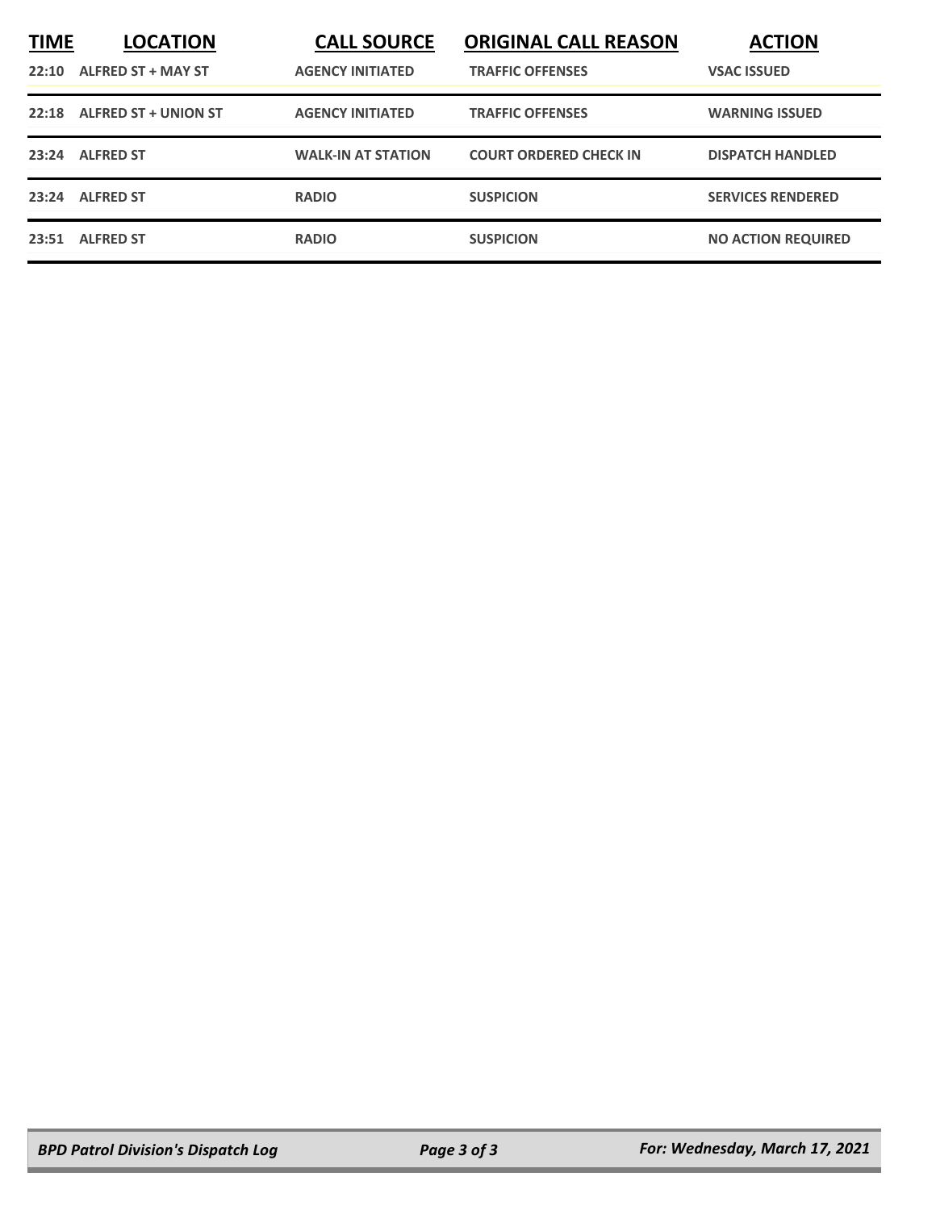| TIME | LOCATION | CALL SOURCE | ORIGINAL CALL REASON | ACTION |
| --- | --- | --- | --- | --- |
| 22:10 | ALFRED ST + MAY ST | AGENCY INITIATED | TRAFFIC OFFENSES | VSAC ISSUED |
| 22:18 | ALFRED ST + UNION ST | AGENCY INITIATED | TRAFFIC OFFENSES | WARNING ISSUED |
| 23:24 | ALFRED ST | WALK-IN AT STATION | COURT ORDERED CHECK IN | DISPATCH HANDLED |
| 23:24 | ALFRED ST | RADIO | SUSPICION | SERVICES RENDERED |
| 23:51 | ALFRED ST | RADIO | SUSPICION | NO ACTION REQUIRED |